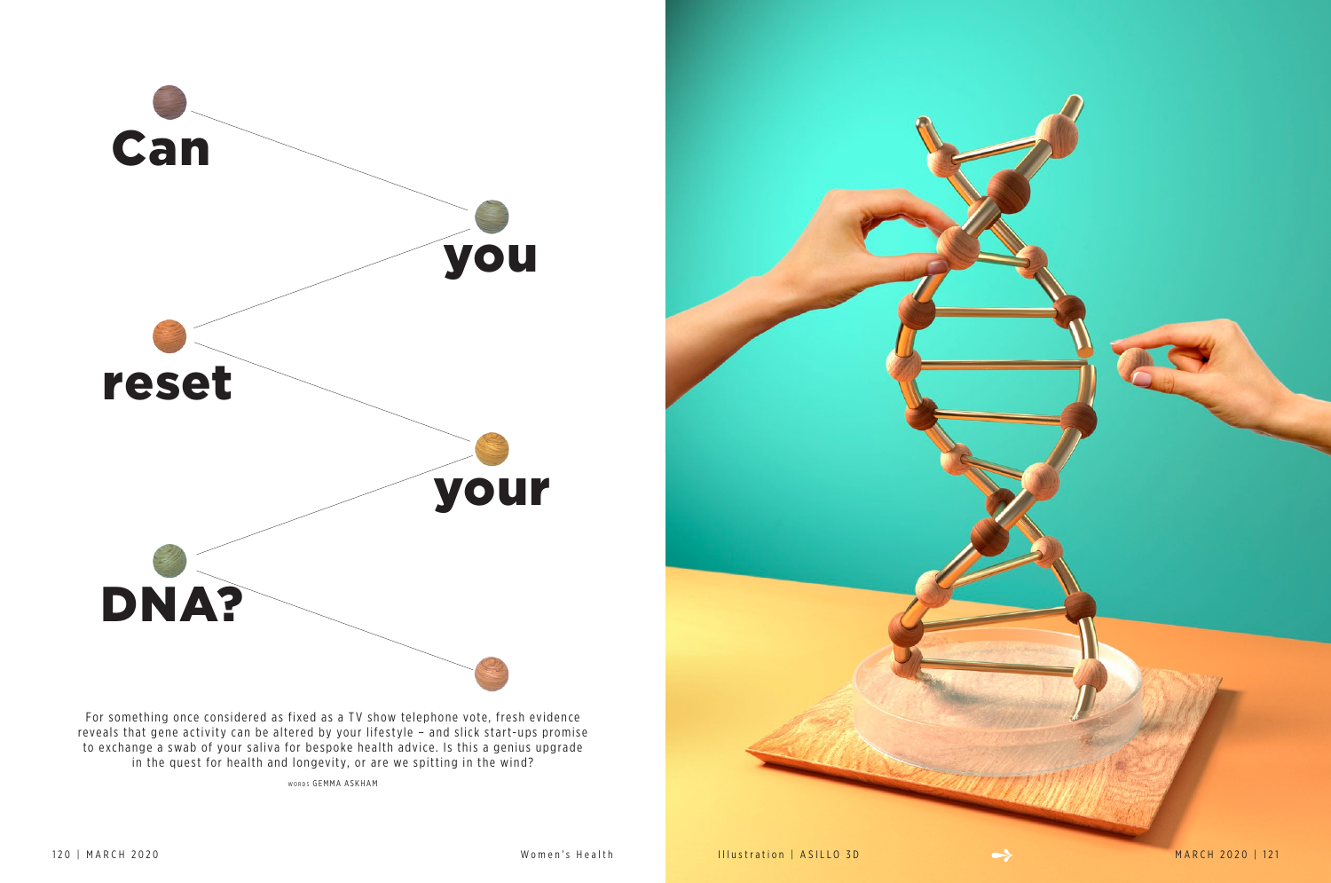# Can you reset your DNA?

For something once considered as fixed as a TV show telephone vote, fresh evidence reveals that gene activity can be altered by your lifestyle – and slick start-ups promise to exchange a swab of your saliva for bespoke health advice. Is this a genius upgrade in the quest for health and longevity, or are we spitting in the wind?

WORDS GEMMA ASKHAM

Illustration | ASILLO 3D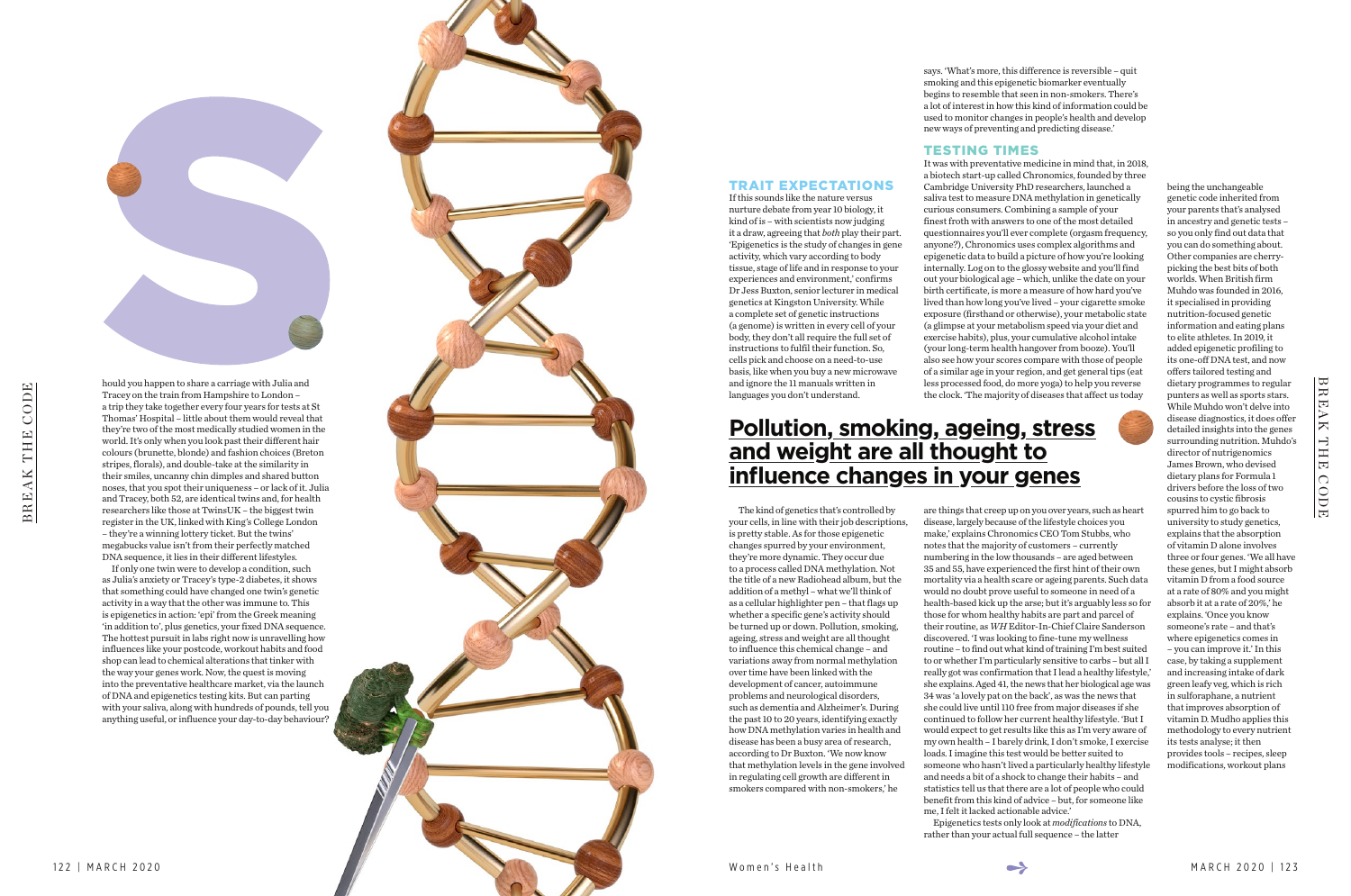Should you happen to share a carriage with Julia and Tracey on the train from Hampshire to London – a trip they take together every four years for tests at St Thomas' Hospital – little about them would reveal that they're two of the most medically studied women in the world. It's only when you look past their different hair colours (brunette, blonde) and fashion choices (Breton stripes, florals), and double-take at the similarity in their smiles, uncanny chin dimples and shared button noses, that you spot their uniqueness – or lack of it. Julia and Tracey, both 52, are identical twins and, for health researchers like those at TwinsUK – the biggest twin register in the UK, linked with King's College London – they're a winning lottery ticket. But the twins' megabucks value isn't from their perfectly matched DNA sequence, it lies in their different lifestyles.

If only one twin were to develop a condition, such as Julia's anxiety or Tracey's type-2 diabetes, it shows that something could have changed one twin's genetic activity in a way that the other was immune to. This is epigenetics in action: 'epi' from the Greek meaning 'in addition to', plus genetics, your fixed DNA sequence. The hottest pursuit in labs right now is unravelling how influences like your postcode, workout habits and food shop can lead to chemical alterations that tinker with the way your genes work. Now, the quest is moving into the preventative healthcare market, via the launch of DNA and epigenetics testing kits. But can parting with your saliva, along with hundreds of pounds, tell you anything useful, or influence your day-to-day behaviour?

## TRAIT EXPECTATIONS

If this sounds like the nature versus nurture debate from year 10 biology, it kind of is – with scientists now judging it a draw, agreeing that *both* play their part. 'Epigenetics is the study of changes in gene activity, which vary according to body tissue, stage of life and in response to your experiences and environment,' confirms Dr Jess Buxton, senior lecturer in medical genetics at Kingston University. While a complete set of genetic instructions (a genome) is written in every cell of your body, they don't all require the full set of instructions to fulfil their function. So, cells pick and choose on a need-to-use basis, like when you buy a new microwave and ignore the 11 manuals written in languages you don't understand.

## Pollution, smoking, ageing, stress and weight are all thought to influence changes in your genes

The kind of genetics that's controlled by your cells, in line with their job descriptions, is pretty stable. As for those epigenetic changes spurred by your environment, they're more dynamic. They occur due to a process called DNA methylation. Not the title of a new Radiohead album, but the addition of a methyl – what we'll think of as a cellular highlighter pen – that flags up whether a specific gene's activity should be turned up or down. Pollution, smoking, ageing, stress and weight are all thought to influence this chemical change – and variations away from normal methylation over time have been linked with the development of cancer, autoimmune problems and neurological disorders, such as dementia and Alzheimer's. During the past 10 to 20 years, identifying exactly how DNA methylation varies in health and disease has been a busy area of research, according to Dr Buxton. 'We now know that methylation levels in the gene involved in regulating cell growth are different in smokers compared with non-smokers,' he says. 'What's more, this difference is reversible – quit smoking and this epigenetic biomarker eventually begins to resemble that seen in non-smokers. There's a lot of interest in how this kind of information could be used to monitor changes in people's health and develop new ways of preventing and predicting disease.'

## TESTING TIMES

It was with preventative medicine in mind that, in 2018, a biotech start-up called Chronomics, founded by three Cambridge University PhD researchers, launched a saliva test to measure DNA methylation in genetically curious consumers. Combining a sample of your finest froth with answers to one of the most detailed questionnaires you'll ever complete (orgasm frequency, anyone?), Chronomics uses complex algorithms and epigenetic data to build a picture of how you're looking internally. Log on to the glossy website and you'll find out your biological age – which, unlike the date on your birth certificate, is more a measure of how hard you've lived than how long you've lived – your cigarette smoke exposure (firsthand or otherwise), your metabolic state (a glimpse at your metabolism speed via your diet and exercise habits), plus, your cumulative alcohol intake (your long-term health hangover from booze). You'll also see how your scores compare with those of people of a similar age in your region, and get general tips (eat less processed food, do more yoga) to help you reverse the clock. 'The majority of diseases that affect us today are things that creep up on you over years, such as heart disease, largely because of the lifestyle choices you make,' explains Chronomics CEO Tom Stubbs, who notes that the majority of customers – currently numbering in the low thousands – are aged between 35 and 55, have experienced the first hint of their own mortality via a health scare or ageing parents. Such data would no doubt prove useful to someone in need of a health-based kick up the arse; but it's arguably less so for those for whom healthy habits are part and parcel of their routine, as *WH* Editor-In-Chief Claire Sanderson discovered. 'I was looking to fine-tune my wellness routine – to find out what kind of training I'm best suited to or whether I'm particularly sensitive to carbs – but all I really got was confirmation that I lead a healthy lifestyle,' she explains. Aged 41, the news that her biological age was 34 was 'a lovely pat on the back', as was the news that she could live until 110 free from major diseases if she continued to follow her current healthy lifestyle. 'But I would expect to get results like this as I'm very aware of my own health – I barely drink, I don't smoke, I exercise loads. I imagine this test would be better suited to someone who hasn't lived a particularly healthy lifestyle and needs a bit of a shock to change their habits – and statistics tell us that there are a lot of people who could benefit from this kind of advice – but, for someone like me, I felt it lacked actionable advice.'

Epigenetics tests only look at *modifications* to DNA, rather than your actual full sequence – the latter being the unchangeable genetic code inherited from your parents that's analysed in ancestry and genetic tests – so you only find out data that you can do something about. Other companies are cherry-picking the best bits of both worlds. When British firm Muhdo was founded in 2016, it specialised in providing nutrition-focused genetic information and eating plans to elite athletes. In 2019, it added epigenetic profiling to its one-off DNA test, and now offers tailored testing and dietary programmes to regular punters as well as sports stars. While Muhdo won't delve into disease diagnostics, it does offer detailed insights into the genes surrounding nutrition. Muhdo's director of nutrigenomics James Brown, who devised dietary plans for Formula 1 drivers before the loss of two cousins to cystic fibrosis spurred him to go back to university to study genetics, explains that the absorption of vitamin D alone involves three or four genes. 'We all have these genes, but I might absorb vitamin D from a food source at a rate of 80% and you might absorb it at a rate of 20%,' he explains. 'Once you know someone's rate – and that's where epigenetics comes in – you can improve it.' In this case, by taking a supplement and increasing intake of dark green leafy veg, which is rich in sulforaphane, a nutrient that improves absorption of vitamin D. Mudho applies this methodology to every nutrient its tests analyse; it then provides tools – recipes, sleep modifications, workout plans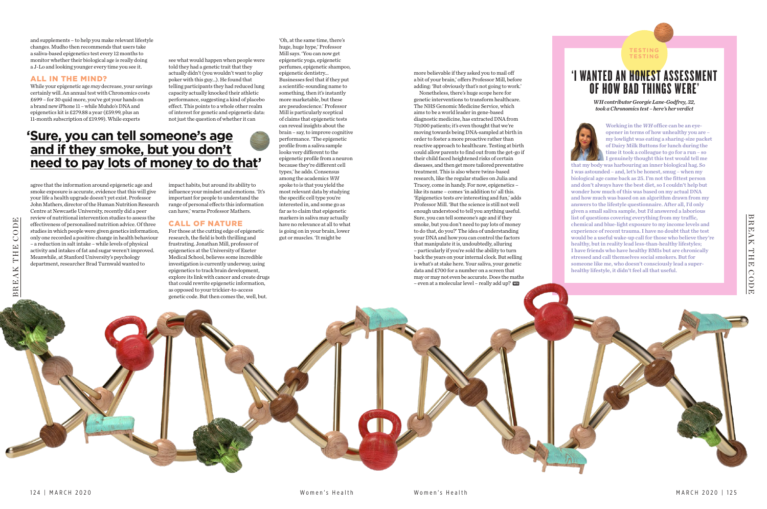and supplements – to help you make relevant lifestyle changes. Mudho then recommends that users take a saliva-based epigenetics test every 12 months to monitor whether their biological age is really doing a J-Lo and looking younger every time you see it.

## ALL IN THE MIND?

While your epigenetic age *may* decrease, your savings certainly will. An annual test with Chronomics costs £699 – for 30 quid more, you've got your hands on a brand new iPhone 11 – while Muhdo's DNA and epigenetics kit is £279.88 a year (£59.99, plus an 11-month subscription of £19.99). While experts agree that the information around epigenetic age and smoke exposure is accurate, evidence that this will give your life a health upgrade doesn't yet exist. Professor John Mathers, director of the Human Nutrition Research Centre at Newcastle University, recently did a peer review of nutritional intervention studies to assess the effectiveness of personalised nutrition advice. Of three studies in which people were given genetics information, only one recorded a positive change in health behaviour – a reduction in salt intake – while levels of physical activity and intakes of fat and sugar weren't improved. Meanwhile, at Stanford University's psychology department, researcher Brad Turnwald wanted to see what would happen when people were told they had a genetic trait that they actually didn't (you wouldn't want to play poker with this guy…). He found that telling participants they had reduced lung capacity actually knocked their athletic performance, suggesting a kind of placebo effect. This points to a whole other realm of interest for genetic and epigenetic data: not just the question of whether it can impact habits, but around its ability to influence your mindset and emotions. 'It's important for people to understand the range of personal effects this information can have,' warns Professor Mathers.

## 'Sure, you can tell someone's age and if they smoke, but you don't need to pay lots of money to do that'

## CALL OF NATURE

For those at the cutting edge of epigenetic research, the field is both thrilling and frustrating. Jonathan Mill, professor of epigenetics at the University of Exeter Medical School, believes some incredible investigation is currently underway, using epigenetics to track brain development, explore its link with cancer and create drugs that could rewrite epigenetic information, as opposed to your trickier-to-access genetic code. But then comes the, well, but.

'Oh, at the same time, there's huge, huge hype,' Professor Mill says. 'You can now get epigenetic yoga, epigenetic perfumes, epigenetic shampoo, epigenetic dentistry… Businesses feel that if they put a scientific-sounding name to something, then it's instantly more marketable, but these are pseudoscience.' Professor Mill is particularly sceptical of claims that epigenetic tests can reveal insights about the brain – say, to improve cognitive performance. 'The epigenetic profile from a saliva sample looks very different to the epigenetic profile from a neuron because they're different cell types,' he adds. Consensus among the academics *WH* spoke to is that you yield the most relevant data by studying the specific cell type you're interested in, and some go as far as to claim that epigenetic markers in saliva may actually have no relevance at all to what is going on in your brain, lower gut or muscles. 'It might be more believable if they asked you to mail off a bit of your brain,' offers Professor Mill, before adding: 'But obviously that's not going to work.'

Nonetheless, there's huge scope here for genetic interventions to transform healthcare. The NHS Genomic Medicine Service, which aims to be a world leader in gene-based diagnostic medicine, has extracted DNA from 70,000 patients; it's even thought that we're moving towards being DNA-sampled at birth in order to foster a more proactive rather than reactive approach to healthcare. Testing at birth could allow parents to find out from the get-go if their child faced heightened risks of certain diseases, and then get more tailored preventative treatment. This is also where twins-based research, like the regular studies on Julia and Tracey, come in handy. For now, epigenetics – like its name – comes 'in addition to' all this. 'Epigenetics tests *are* interesting and fun,' adds Professor Mill. 'But the science is still not well enough understood to tell you anything useful. Sure, you can tell someone's age and if they smoke, but you don't need to pay lots of money to do that, do you?' The idea of understanding your DNA and how you can control the factors that manipulate it is, undoubtedly, alluring – particularly if you're sold the ability to turn back the years on your internal clock. But selling is what's at stake here. Your saliva, your genetic data and £700 for a number on a screen that may or may not even be accurate. Does the maths – even at a molecular level – really add up?

**TESTING TESTING**

## 'I WANTED AN HONEST ASSESSMENT OF HOW BAD THINGS WERE'

***WH* contributor Georgie Lane-Godfrey, 32, took a Chronomics test – here's her verdict**

**Working in the *WH* office can be an eye-opener in terms of how unhealthy you are – my lowlight was eating a sharing-size packet of Dairy Milk Buttons for lunch during the time it took a colleague to go for a run – so I genuinely thought this test would tell me that my body was harbouring an inner biological hag. So I was astounded – and, let's be honest, smug – when my biological age came back as 25. I'm not the fittest person and don't always have the best diet, so I couldn't help but wonder how much of this was based on my actual DNA and how much was based on an algorithm drawn from my answers to the lifestyle questionnaire. After all, I'd only given a small saliva sample, but I'd answered a laborious list of questions covering everything from my traffic, chemical and blue-light exposure to my income levels and experience of recent trauma. I have no doubt that the test would be a useful wake-up call for those who believe they're healthy, but in reality lead less-than-healthy lifestyles; I have friends who have healthy BMIs but are chronically stressed and call themselves social smokers. But for someone like me, who doesn't consciously lead a super-healthy lifestyle, it didn't feel all that useful.**